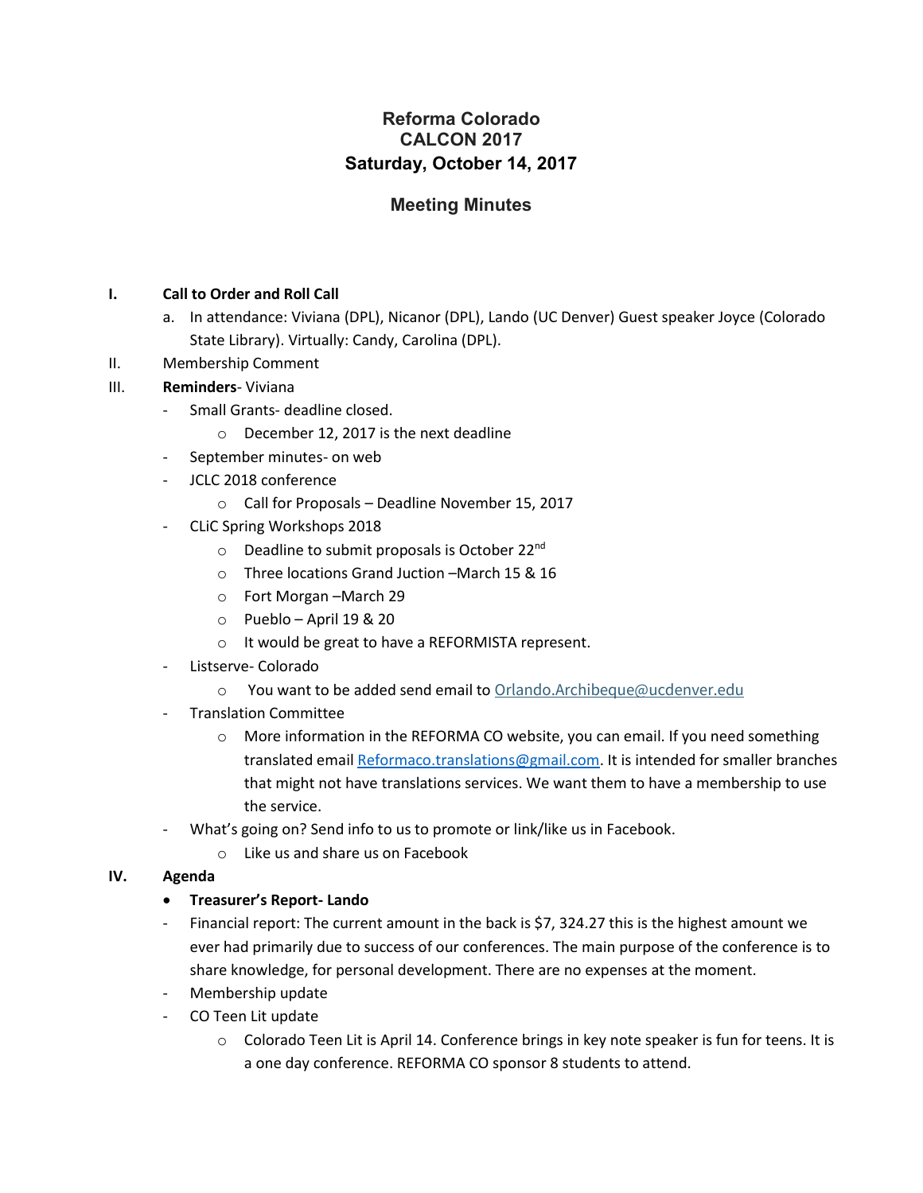# Reforma Colorado
## CALCON 2017
## Saturday, October 14, 2017

## Meeting Minutes

**I. Call to Order and Roll Call**

a. In attendance: Viviana (DPL), Nicanor (DPL), Lando (UC Denver) Guest speaker Joyce (Colorado State Library). Virtually: Candy, Carolina (DPL).

II. Membership Comment

**III. Reminders**- Viviana

- Small Grants- deadline closed.
  - December 12, 2017 is the next deadline
- September minutes- on web
- JCLC 2018 conference
  - Call for Proposals – Deadline November 15, 2017
- CLiC Spring Workshops 2018
  - Deadline to submit proposals is October 22nd
  - Three locations Grand Juction –March 15 & 16
  - Fort Morgan –March 29
  - Pueblo – April 19 & 20
  - It would be great to have a REFORMISTA represent.
- Listserve- Colorado
  - You want to be added send email to Orlando.Archibeque@ucdenver.edu
- Translation Committee
  - More information in the REFORMA CO website, you can email. If you need something translated email Reformaco.translations@gmail.com. It is intended for smaller branches that might not have translations services. We want them to have a membership to use the service.
- What's going on? Send info to us to promote or link/like us in Facebook.
  - Like us and share us on Facebook

**IV. Agenda**

- **Treasurer's Report- Lando**

- Financial report: The current amount in the back is $7, 324.27 this is the highest amount we ever had primarily due to success of our conferences. The main purpose of the conference is to share knowledge, for personal development. There are no expenses at the moment.
- Membership update
- CO Teen Lit update
  - Colorado Teen Lit is April 14. Conference brings in key note speaker is fun for teens. It is a one day conference. REFORMA CO sponsor 8 students to attend.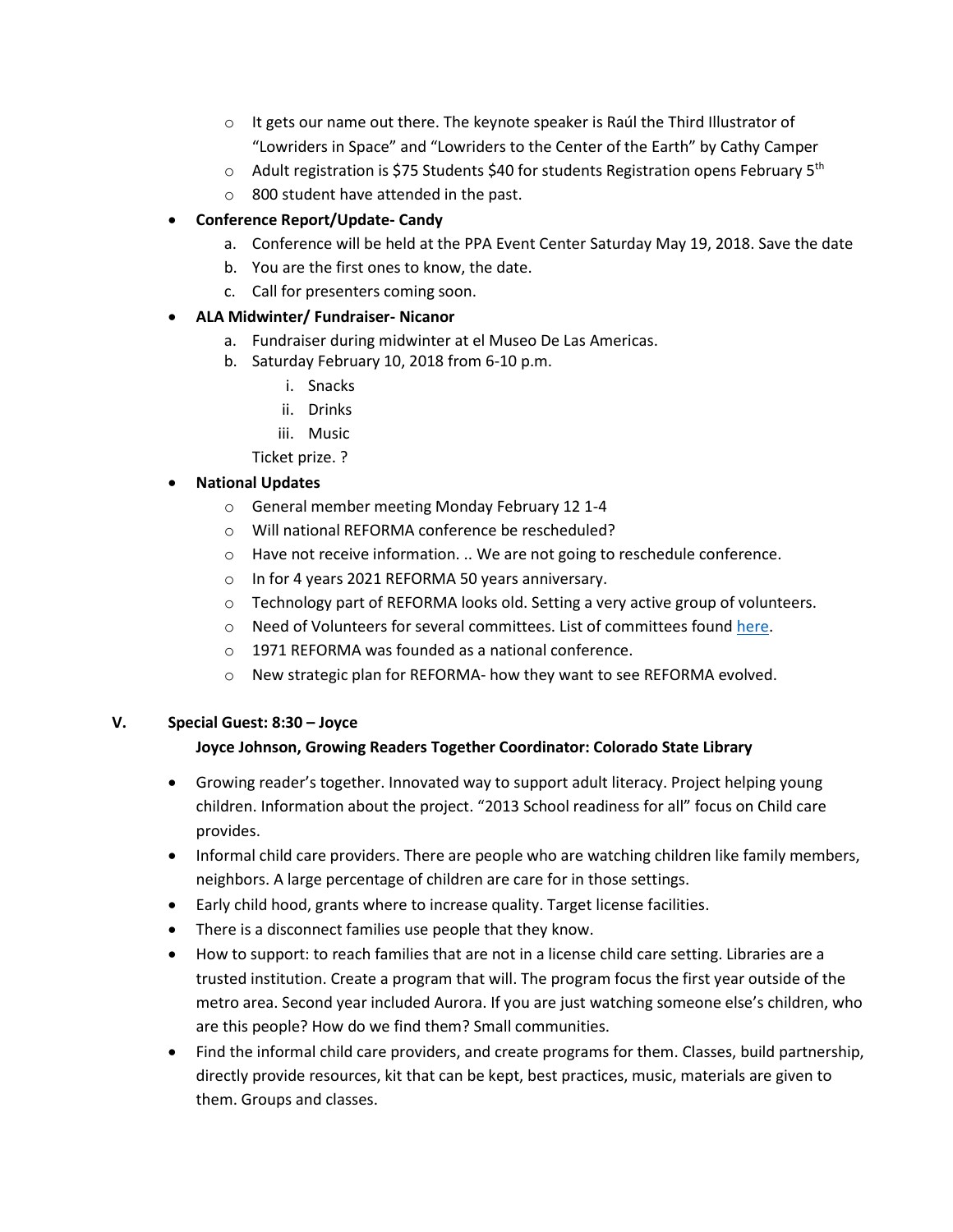- It gets our name out there. The keynote speaker is Raúl the Third Illustrator of "Lowriders in Space" and "Lowriders to the Center of the Earth" by Cathy Camper
  - Adult registration is $75 Students $40 for students Registration opens February 5th
  - 800 student have attended in the past.

- **Conference Report/Update- Candy**
  a. Conference will be held at the PPA Event Center Saturday May 19, 2018. Save the date
  b. You are the first ones to know, the date.
  c. Call for presenters coming soon.

- **ALA Midwinter/ Fundraiser- Nicanor**
  a. Fundraiser during midwinter at el Museo De Las Americas.
  b. Saturday February 10, 2018 from 6-10 p.m.
     i. Snacks
     ii. Drinks
     iii. Music

  Ticket prize. ?

- **National Updates**
  - General member meeting Monday February 12 1-4
  - Will national REFORMA conference be rescheduled?
  - Have not receive information. .. We are not going to reschedule conference.
  - In for 4 years 2021 REFORMA 50 years anniversary.
  - Technology part of REFORMA looks old. Setting a very active group of volunteers.
  - Need of Volunteers for several committees. List of committees found here.
  - 1971 REFORMA was founded as a national conference.
  - New strategic plan for REFORMA- how they want to see REFORMA evolved.

## V. Special Guest: 8:30 – Joyce

**Joyce Johnson, Growing Readers Together Coordinator: Colorado State Library**

- Growing reader's together. Innovated way to support adult literacy. Project helping young children. Information about the project. "2013 School readiness for all" focus on Child care provides.
- Informal child care providers. There are people who are watching children like family members, neighbors. A large percentage of children are care for in those settings.
- Early child hood, grants where to increase quality. Target license facilities.
- There is a disconnect families use people that they know.
- How to support: to reach families that are not in a license child care setting. Libraries are a trusted institution. Create a program that will. The program focus the first year outside of the metro area. Second year included Aurora. If you are just watching someone else's children, who are this people? How do we find them? Small communities.
- Find the informal child care providers, and create programs for them. Classes, build partnership, directly provide resources, kit that can be kept, best practices, music, materials are given to them. Groups and classes.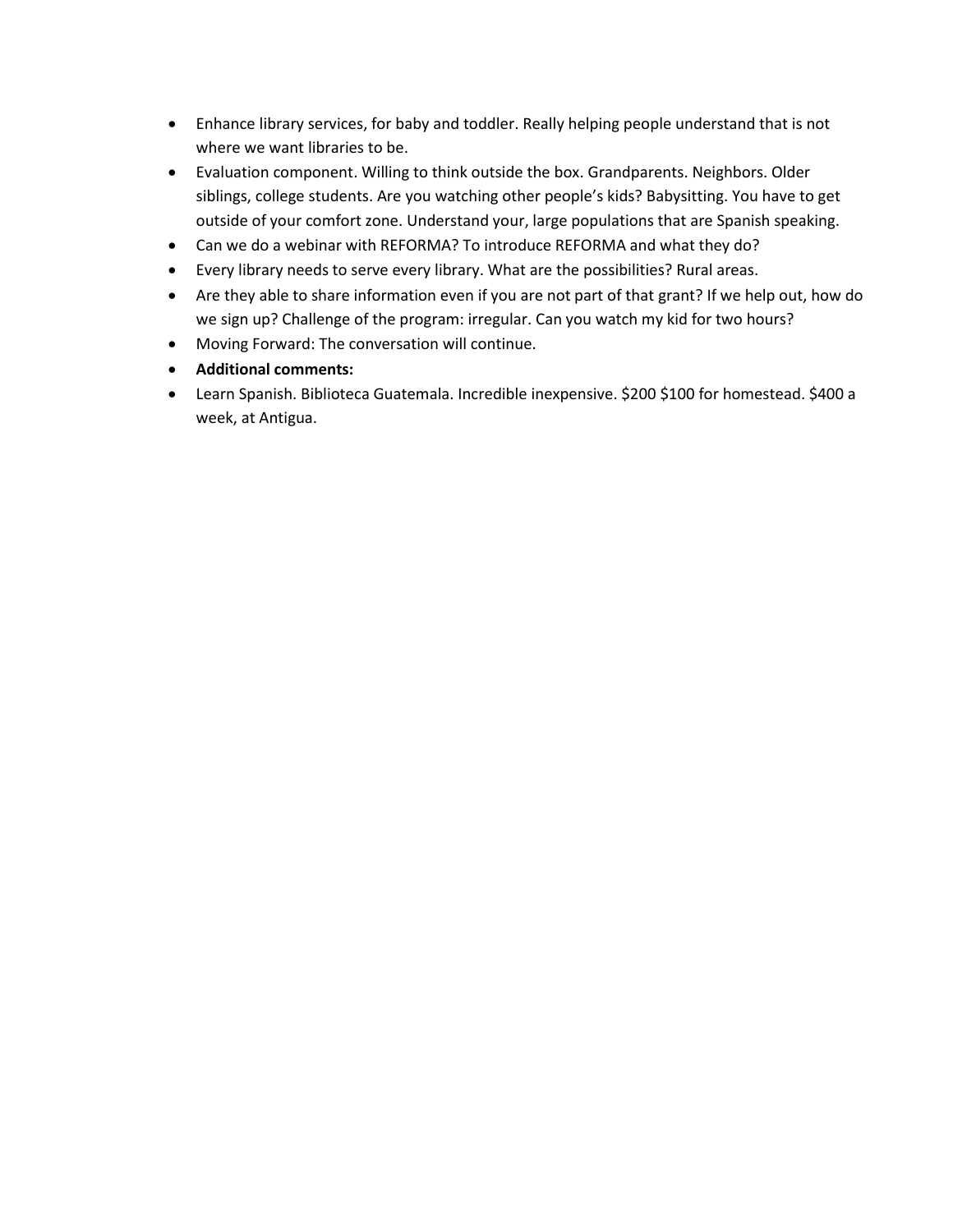- Enhance library services, for baby and toddler. Really helping people understand that is not where we want libraries to be.
- Evaluation component. Willing to think outside the box. Grandparents. Neighbors. Older siblings, college students. Are you watching other people's kids? Babysitting. You have to get outside of your comfort zone. Understand your, large populations that are Spanish speaking.
- Can we do a webinar with REFORMA? To introduce REFORMA and what they do?
- Every library needs to serve every library. What are the possibilities? Rural areas.
- Are they able to share information even if you are not part of that grant? If we help out, how do we sign up? Challenge of the program: irregular. Can you watch my kid for two hours?
- Moving Forward: The conversation will continue.
- **Additional comments:**
- Learn Spanish. Biblioteca Guatemala. Incredible inexpensive. $200 $100 for homestead. $400 a week, at Antigua.